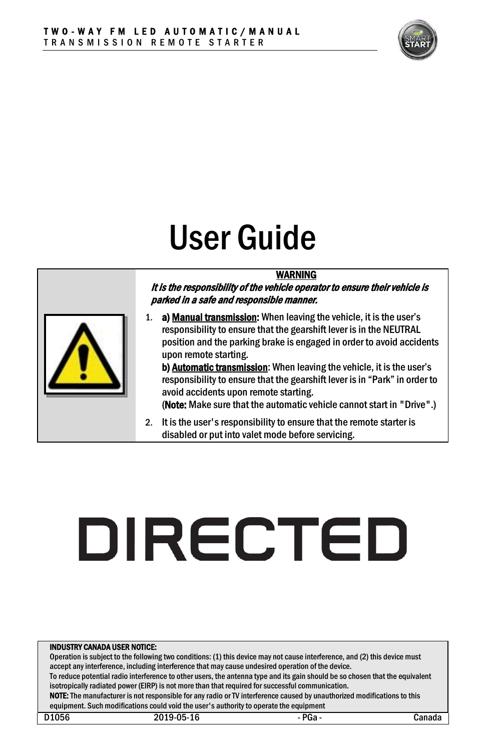TWO-WAY FM LED AUTOMATIC/MANUAL TRANSMISSION REMOTE STARTER

# User Guide

**WARNING**

***It is the responsibility of the vehicle operator to ensure their vehicle is parked in a safe and responsible manner.***

1. **a) Manual transmission:** When leaving the vehicle, it is the user's responsibility to ensure that the gearshift lever is in the NEUTRAL position and the parking brake is engaged in order to avoid accidents upon remote starting.
   **b) Automatic transmission**: When leaving the vehicle, it is the user's responsibility to ensure that the gearshift lever is in "Park" in order to avoid accidents upon remote starting.
   (**Note:** Make sure that the automatic vehicle cannot start in "Drive".)
2. It is the user's responsibility to ensure that the remote starter is disabled or put into valet mode before servicing.

DIRECTED

**INDUSTRY CANADA USER NOTICE:**
Operation is subject to the following two conditions: (1) this device may not cause interference, and (2) this device must accept any interference, including interference that may cause undesired operation of the device.
To reduce potential radio interference to other users, the antenna type and its gain should be so chosen that the equivalent isotropically radiated power (EIRP) is not more than that required for successful communication.
**NOTE:** The manufacturer is not responsible for any radio or TV interference caused by unauthorized modifications to this equipment. Such modifications could void the user's authority to operate the equipment

D1056 2019-05-16 - PGa - Canada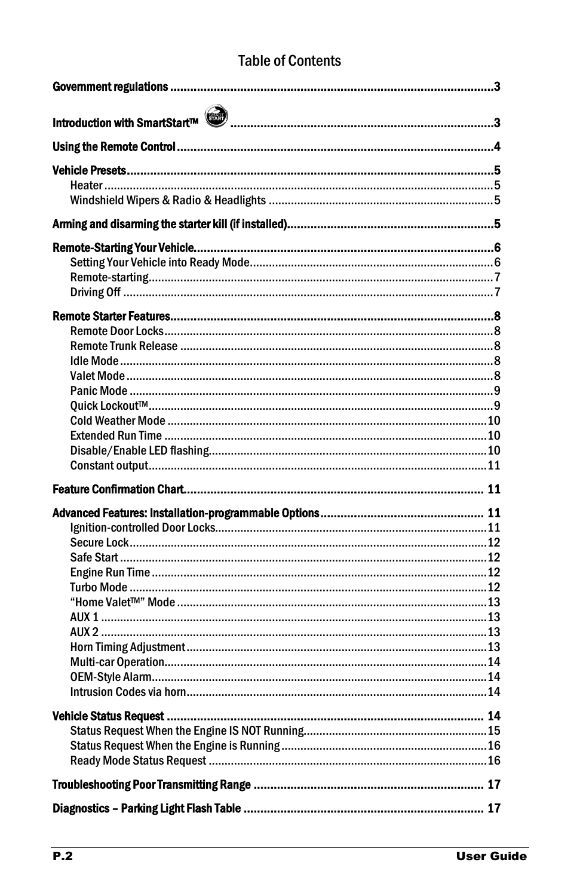# Table of Contents

**Government regulations** ................................................................................................3

**Introduction with SmartStart™** ..............................................................................3

**Using the Remote Control** ..............................................................................................4

**Vehicle Presets** ..............................................................................................................5
- Heater ..........................................................................................................................5
- Windshield Wipers & Radio & Headlights .....................................................................5

**Arming and disarming the starter kill (if installed)** ............................................................5

**Remote-Starting Your Vehicle** ..........................................................................................6
- Setting Your Vehicle into Ready Mode ...........................................................................6
- Remote-starting ...........................................................................................................7
- Driving Off ...................................................................................................................7

**Remote Starter Features** .................................................................................................8
- Remote Door Locks ......................................................................................................8
- Remote Trunk Release ..................................................................................................8
- Idle Mode .....................................................................................................................8
- Valet Mode ...................................................................................................................8
- Panic Mode ..................................................................................................................9
- Quick Lockout™ ............................................................................................................9
- Cold Weather Mode .....................................................................................................10
- Extended Run Time .....................................................................................................10
- Disable/Enable LED flashing .......................................................................................10
- Constant output ..........................................................................................................11

**Feature Confirmation Chart** ........................................................................................... 11

**Advanced Features: Installation-programmable Options** ................................................ 11
- Ignition-controlled Door Locks .....................................................................................11
- Secure Lock ................................................................................................................12
- Safe Start ...................................................................................................................12
- Engine Run Time .........................................................................................................12
- Turbo Mode ................................................................................................................12
- "Home Valet™" Mode ...................................................................................................13
- AUX 1 .........................................................................................................................13
- AUX 2 .........................................................................................................................13
- Horn Timing Adjustment ..............................................................................................13
- Multi-car Operation .....................................................................................................14
- OEM-Style Alarm .........................................................................................................14
- Intrusion Codes via horn ..............................................................................................14

**Vehicle Status Request** ............................................................................................... 14
- Status Request When the Engine IS NOT Running .........................................................15
- Status Request When the Engine is Running .................................................................16
- Ready Mode Status Request .......................................................................................16

**Troubleshooting Poor Transmitting Range** .................................................................... 17

**Diagnostics – Parking Light Flash Table** ....................................................................... 17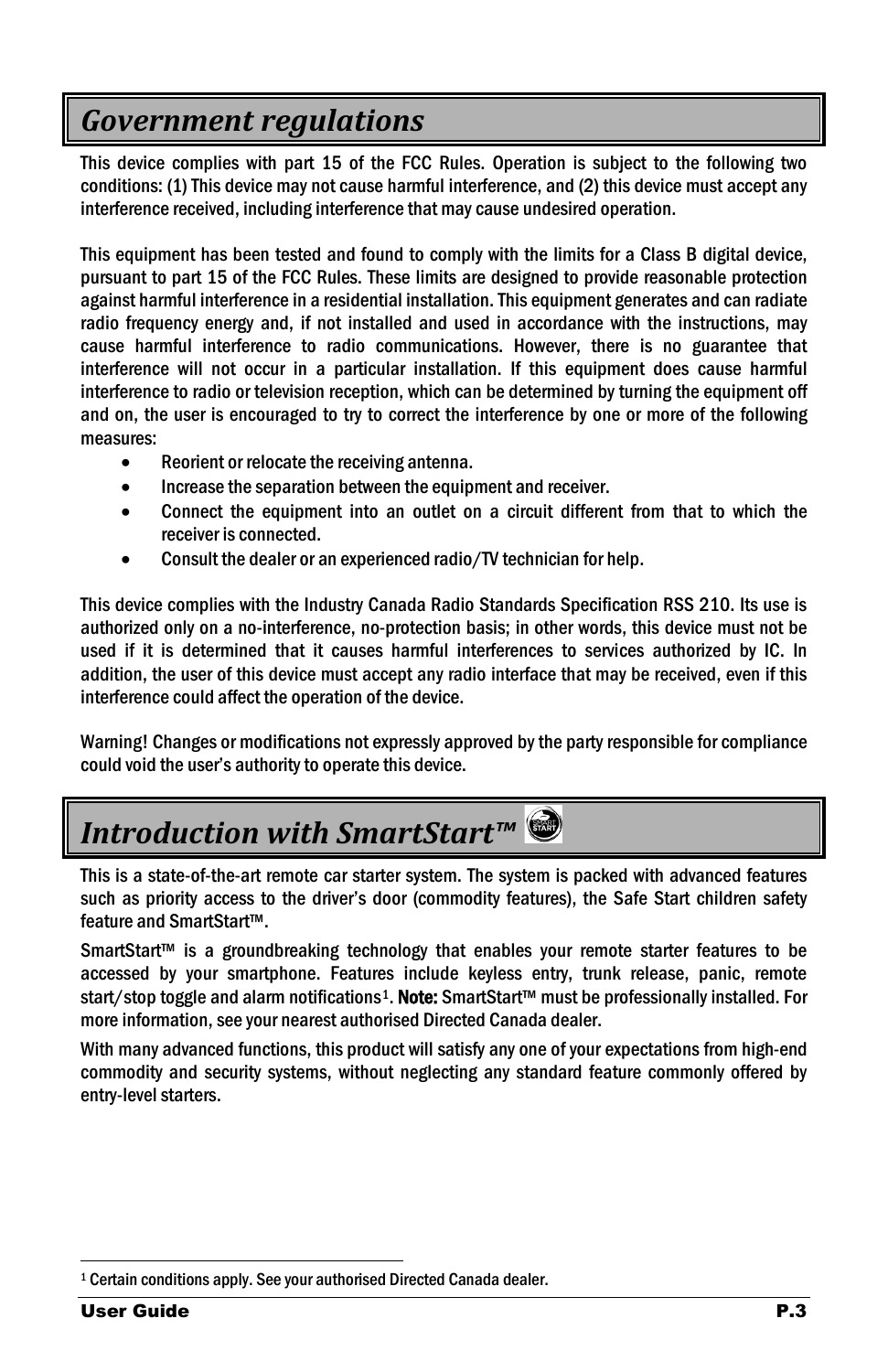## *Government regulations*

This device complies with part 15 of the FCC Rules. Operation is subject to the following two conditions: (1) This device may not cause harmful interference, and (2) this device must accept any interference received, including interference that may cause undesired operation.

This equipment has been tested and found to comply with the limits for a Class B digital device, pursuant to part 15 of the FCC Rules. These limits are designed to provide reasonable protection against harmful interference in a residential installation. This equipment generates and can radiate radio frequency energy and, if not installed and used in accordance with the instructions, may cause harmful interference to radio communications. However, there is no guarantee that interference will not occur in a particular installation. If this equipment does cause harmful interference to radio or television reception, which can be determined by turning the equipment off and on, the user is encouraged to try to correct the interference by one or more of the following measures:

- Reorient or relocate the receiving antenna.
- Increase the separation between the equipment and receiver.
- Connect the equipment into an outlet on a circuit different from that to which the receiver is connected.
- Consult the dealer or an experienced radio/TV technician for help.

This device complies with the Industry Canada Radio Standards Specification RSS 210. Its use is authorized only on a no-interference, no-protection basis; in other words, this device must not be used if it is determined that it causes harmful interferences to services authorized by IC. In addition, the user of this device must accept any radio interface that may be received, even if this interference could affect the operation of the device.

Warning! Changes or modifications not expressly approved by the party responsible for compliance could void the user's authority to operate this device.

## *Introduction with SmartStart™*

This is a state-of-the-art remote car starter system. The system is packed with advanced features such as priority access to the driver's door (commodity features), the Safe Start children safety feature and SmartStart™.

SmartStart™ is a groundbreaking technology that enables your remote starter features to be accessed by your smartphone. Features include keyless entry, trunk release, panic, remote start/stop toggle and alarm notifications[1]. **Note:** SmartStart™ must be professionally installed. For more information, see your nearest authorised Directed Canada dealer.

With many advanced functions, this product will satisfy any one of your expectations from high-end commodity and security systems, without neglecting any standard feature commonly offered by entry-level starters.

[1] Certain conditions apply. See your authorised Directed Canada dealer.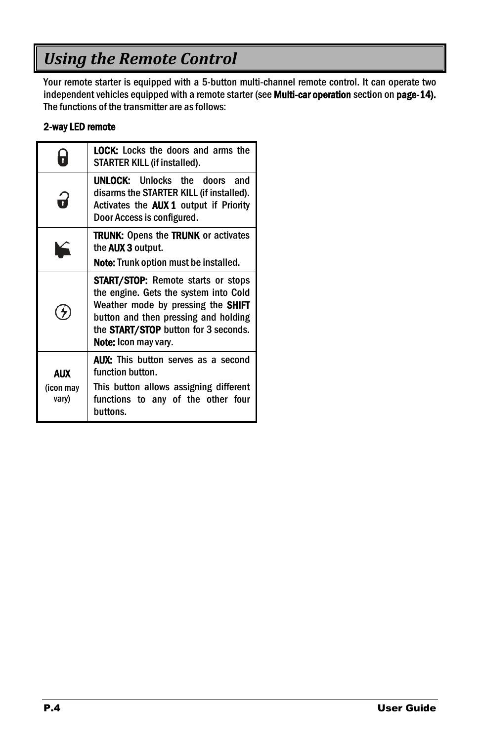# Using the Remote Control

Your remote starter is equipped with a 5-button multi-channel remote control. It can operate two independent vehicles equipped with a remote starter (see **Multi-car operation** section on **page-14).** The functions of the transmitter are as follows:

**2-way LED remote**

| | |
|---|---|
| 🔒 | **LOCK:** Locks the doors and arms the STARTER KILL (if installed). |
| 🔓 | **UNLOCK:** Unlocks the doors and disarms the STARTER KILL (if installed). Activates the **AUX 1** output if Priority Door Access is configured. |
| (trunk icon) | **TRUNK:** Opens the **TRUNK** or activates the **AUX 3** output. **Note:** Trunk option must be installed. |
| (start/stop icon) | **START/STOP:** Remote starts or stops the engine. Gets the system into Cold Weather mode by pressing the **SHIFT** button and then pressing and holding the **START/STOP** button for 3 seconds. **Note:** Icon may vary. |
| **AUX** (icon may vary) | **AUX:** This button serves as a second function button. This button allows assigning different functions to any of the other four buttons. |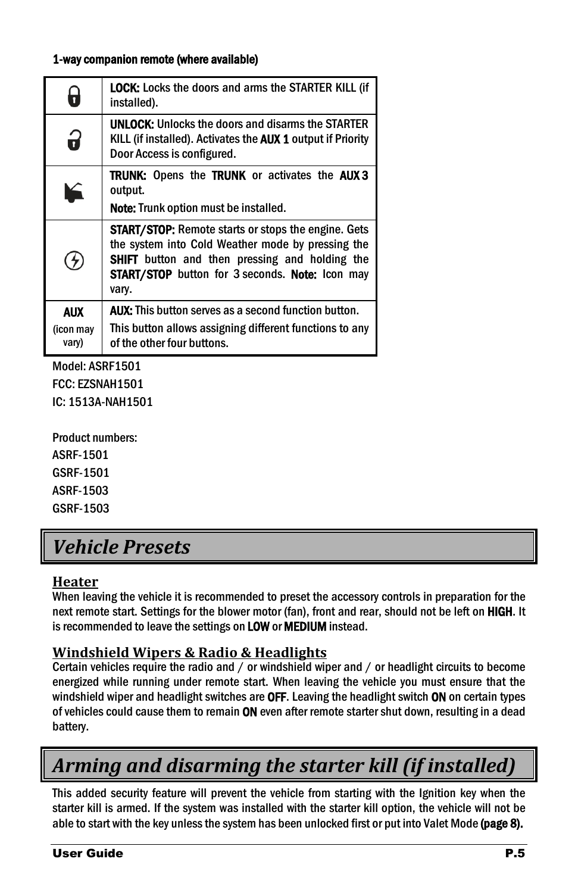**1-way companion remote (where available)**

| | |
|---|---|
| | **LOCK:** Locks the doors and arms the STARTER KILL (if installed). |
| | **UNLOCK:** Unlocks the doors and disarms the STARTER KILL (if installed). Activates the **AUX 1** output if Priority Door Access is configured. |
| | **TRUNK:** Opens the **TRUNK** or activates the **AUX 3** output. **Note:** Trunk option must be installed. |
| | **START/STOP:** Remote starts or stops the engine. Gets the system into Cold Weather mode by pressing the **SHIFT** button and then pressing and holding the **START/STOP** button for 3 seconds. **Note:** Icon may vary. |
| **AUX** (icon may vary) | **AUX:** This button serves as a second function button. This button allows assigning different functions to any of the other four buttons. |

Model: ASRF1501
FCC: EZSNAH1501
IC: 1513A-NAH1501

Product numbers:
ASRF-1501
GSRF-1501
ASRF-1503
GSRF-1503

# *Vehicle Presets*

## Heater

When leaving the vehicle it is recommended to preset the accessory controls in preparation for the next remote start. Settings for the blower motor (fan), front and rear, should not be left on **HIGH**. It is recommended to leave the settings on **LOW** or **MEDIUM** instead.

## Windshield Wipers & Radio & Headlights

Certain vehicles require the radio and / or windshield wiper and / or headlight circuits to become energized while running under remote start. When leaving the vehicle you must ensure that the windshield wiper and headlight switches are **OFF**. Leaving the headlight switch **ON** on certain types of vehicles could cause them to remain **ON** even after remote starter shut down, resulting in a dead battery.

# *Arming and disarming the starter kill (if installed)*

This added security feature will prevent the vehicle from starting with the Ignition key when the starter kill is armed. If the system was installed with the starter kill option, the vehicle will not be able to start with the key unless the system has been unlocked first or put into Valet Mode **(page 8).**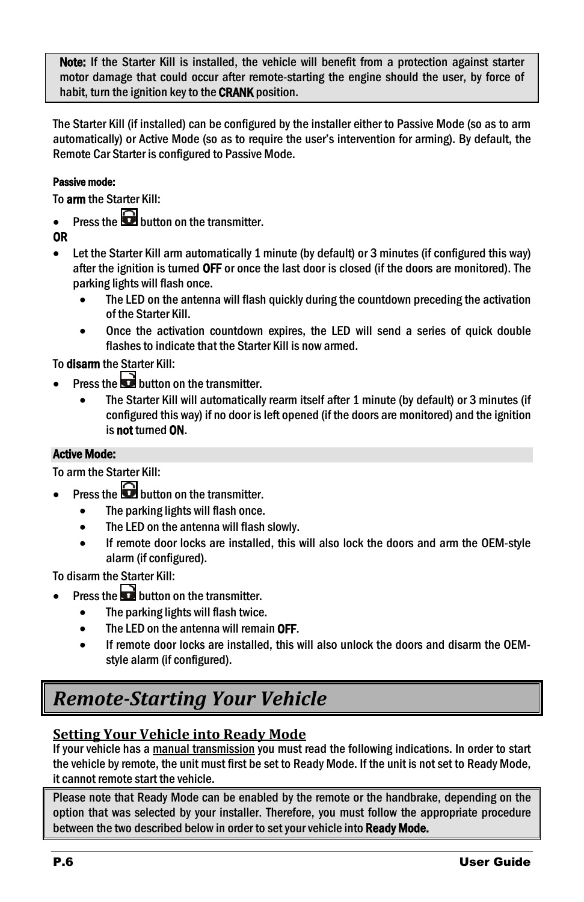> **Note:** If the Starter Kill is installed, the vehicle will benefit from a protection against starter motor damage that could occur after remote-starting the engine should the user, by force of habit, turn the ignition key to the **CRANK** position.

The Starter Kill (if installed) can be configured by the installer either to Passive Mode (so as to arm automatically) or Active Mode (so as to require the user's intervention for arming). By default, the Remote Car Starter is configured to Passive Mode.

**Passive mode:**

To **arm** the Starter Kill:

- Press the button on the transmitter.

**OR**

- Let the Starter Kill arm automatically 1 minute (by default) or 3 minutes (if configured this way) after the ignition is turned **OFF** or once the last door is closed (if the doors are monitored). The parking lights will flash once.
  - The LED on the antenna will flash quickly during the countdown preceding the activation of the Starter Kill.
  - Once the activation countdown expires, the LED will send a series of quick double flashes to indicate that the Starter Kill is now armed.

To **disarm** the Starter Kill:

- Press the button on the transmitter.
  - The Starter Kill will automatically rearm itself after 1 minute (by default) or 3 minutes (if configured this way) if no door is left opened (if the doors are monitored) and the ignition is **not** turned **ON**.

**Active Mode:**

To arm the Starter Kill:

- Press the button on the transmitter.
  - The parking lights will flash once.
  - The LED on the antenna will flash slowly.
  - If remote door locks are installed, this will also lock the doors and arm the OEM-style alarm (if configured).

To disarm the Starter Kill:

- Press the button on the transmitter.
  - The parking lights will flash twice.
  - The LED on the antenna will remain **OFF**.
  - If remote door locks are installed, this will also unlock the doors and disarm the OEM-style alarm (if configured).

# *Remote-Starting Your Vehicle*

## Setting Your Vehicle into Ready Mode

If your vehicle has a manual transmission you must read the following indications. In order to start the vehicle by remote, the unit must first be set to Ready Mode. If the unit is not set to Ready Mode, it cannot remote start the vehicle.

> Please note that Ready Mode can be enabled by the remote or the handbrake, depending on the option that was selected by your installer. Therefore, you must follow the appropriate procedure between the two described below in order to set your vehicle into **Ready Mode.**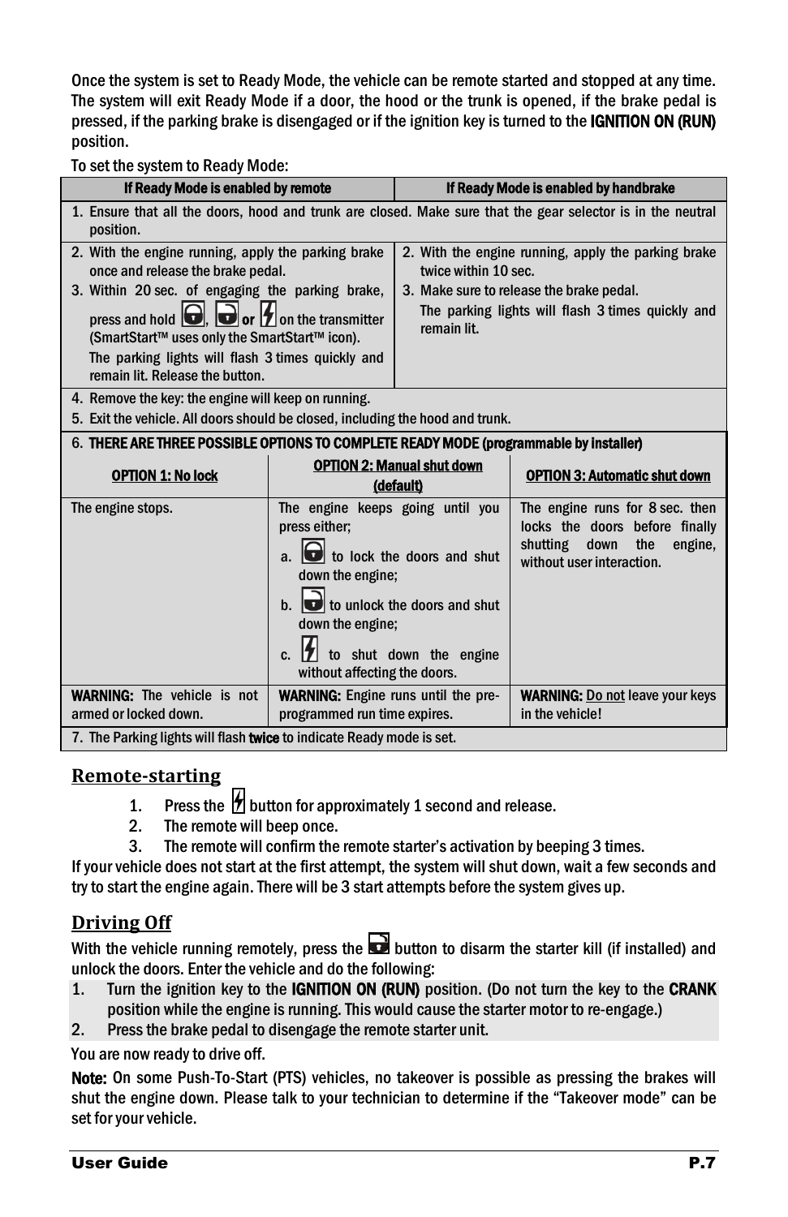Once the system is set to Ready Mode, the vehicle can be remote started and stopped at any time. The system will exit Ready Mode if a door, the hood or the trunk is opened, if the brake pedal is pressed, if the parking brake is disengaged or if the ignition key is turned to the **IGNITION ON (RUN)** position.

To set the system to Ready Mode:

| If Ready Mode is enabled by remote | If Ready Mode is enabled by handbrake |
|---|---|
| 1. Ensure that all the doors, hood and trunk are closed. Make sure that the gear selector is in the neutral position. | |
| 2. With the engine running, apply the parking brake once and release the brake pedal.<br>3. Within 20 sec. of engaging the parking brake, press and hold [lock], [unlock] or [start] on the transmitter (SmartStart™ uses only the SmartStart™ icon).<br>The parking lights will flash 3 times quickly and remain lit. Release the button. | 2. With the engine running, apply the parking brake twice within 10 sec.<br>3. Make sure to release the brake pedal.<br>The parking lights will flash 3 times quickly and remain lit. |
| 4. Remove the key: the engine will keep on running.<br>5. Exit the vehicle. All doors should be closed, including the hood and trunk. | |

| 6. **THERE ARE THREE POSSIBLE OPTIONS TO COMPLETE READY MODE (programmable by installer)** | | |
|---|---|---|
| **OPTION 1: No lock** | **OPTION 2: Manual shut down (default)** | **OPTION 3: Automatic shut down** |
| The engine stops. | The engine keeps going until you press either;<br>a. [lock] to lock the doors and shut down the engine;<br>b. [unlock] to unlock the doors and shut down the engine;<br>c. [start] to shut down the engine without affecting the doors. | The engine runs for 8 sec. then locks the doors before finally shutting down the engine, without user interaction. |
| **WARNING:** The vehicle is not armed or locked down. | **WARNING:** Engine runs until the pre-programmed run time expires. | **WARNING:** Do not leave your keys in the vehicle! |
| 7. The Parking lights will flash **twice** to indicate Ready mode is set. | | |

## Remote-starting

1. Press the [start] button for approximately 1 second and release.
2. The remote will beep once.
3. The remote will confirm the remote starter's activation by beeping 3 times.

If your vehicle does not start at the first attempt, the system will shut down, wait a few seconds and try to start the engine again. There will be 3 start attempts before the system gives up.

## Driving Off

With the vehicle running remotely, press the [unlock] button to disarm the starter kill (if installed) and unlock the doors. Enter the vehicle and do the following:

1. Turn the ignition key to the **IGNITION ON (RUN)** position. (Do not turn the key to the **CRANK** position while the engine is running. This would cause the starter motor to re-engage.)
2. Press the brake pedal to disengage the remote starter unit.

You are now ready to drive off.

**Note:** On some Push-To-Start (PTS) vehicles, no takeover is possible as pressing the brakes will shut the engine down. Please talk to your technician to determine if the "Takeover mode" can be set for your vehicle.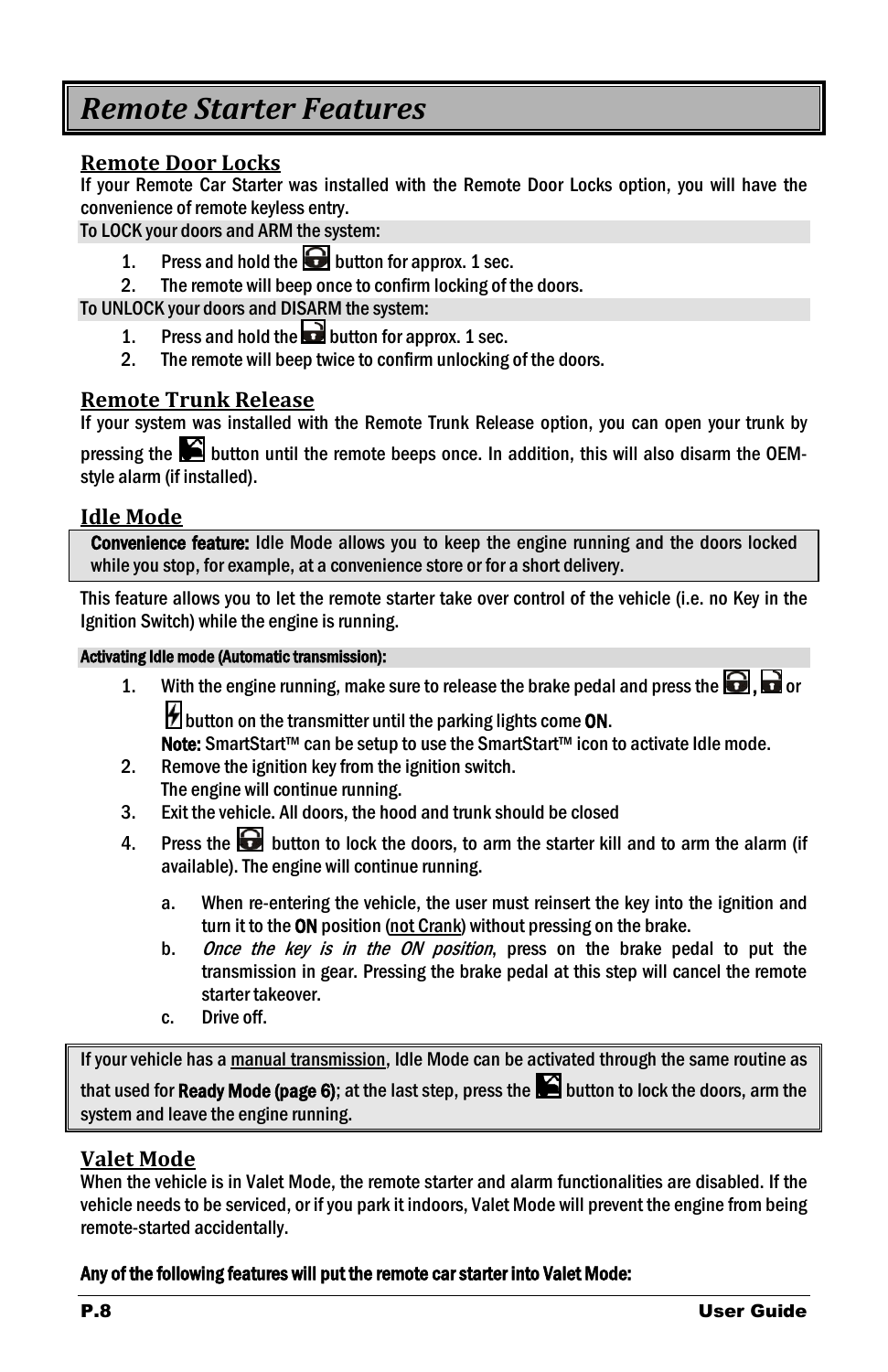# Remote Starter Features

## Remote Door Locks

If your Remote Car Starter was installed with the Remote Door Locks option, you will have the convenience of remote keyless entry.

To LOCK your doors and ARM the system:

1. Press and hold the button for approx. 1 sec.
2. The remote will beep once to confirm locking of the doors.

To UNLOCK your doors and DISARM the system:

1. Press and hold the button for approx. 1 sec.
2. The remote will beep twice to confirm unlocking of the doors.

## Remote Trunk Release

If your system was installed with the Remote Trunk Release option, you can open your trunk by pressing the button until the remote beeps once. In addition, this will also disarm the OEM-style alarm (if installed).

## Idle Mode

**Convenience feature:** Idle Mode allows you to keep the engine running and the doors locked while you stop, for example, at a convenience store or for a short delivery.

This feature allows you to let the remote starter take over control of the vehicle (i.e. no Key in the Ignition Switch) while the engine is running.

**Activating Idle mode (Automatic transmission):**

1. With the engine running, make sure to release the brake pedal and press the , or button on the transmitter until the parking lights come **ON**.
   **Note:** SmartStart™ can be setup to use the SmartStart™ icon to activate Idle mode.
2. Remove the ignition key from the ignition switch.
   The engine will continue running.
3. Exit the vehicle. All doors, the hood and trunk should be closed
4. Press the button to lock the doors, to arm the starter kill and to arm the alarm (if available). The engine will continue running.

   a. When re-entering the vehicle, the user must reinsert the key into the ignition and turn it to the **ON** position (not Crank) without pressing on the brake.
   b. *Once the key is in the ON position*, press on the brake pedal to put the transmission in gear. Pressing the brake pedal at this step will cancel the remote starter takeover.
   c. Drive off.

If your vehicle has a manual transmission, Idle Mode can be activated through the same routine as that used for **Ready Mode (page 6)**; at the last step, press the button to lock the doors, arm the system and leave the engine running.

## Valet Mode

When the vehicle is in Valet Mode, the remote starter and alarm functionalities are disabled. If the vehicle needs to be serviced, or if you park it indoors, Valet Mode will prevent the engine from being remote-started accidentally.

**Any of the following features will put the remote car starter into Valet Mode:**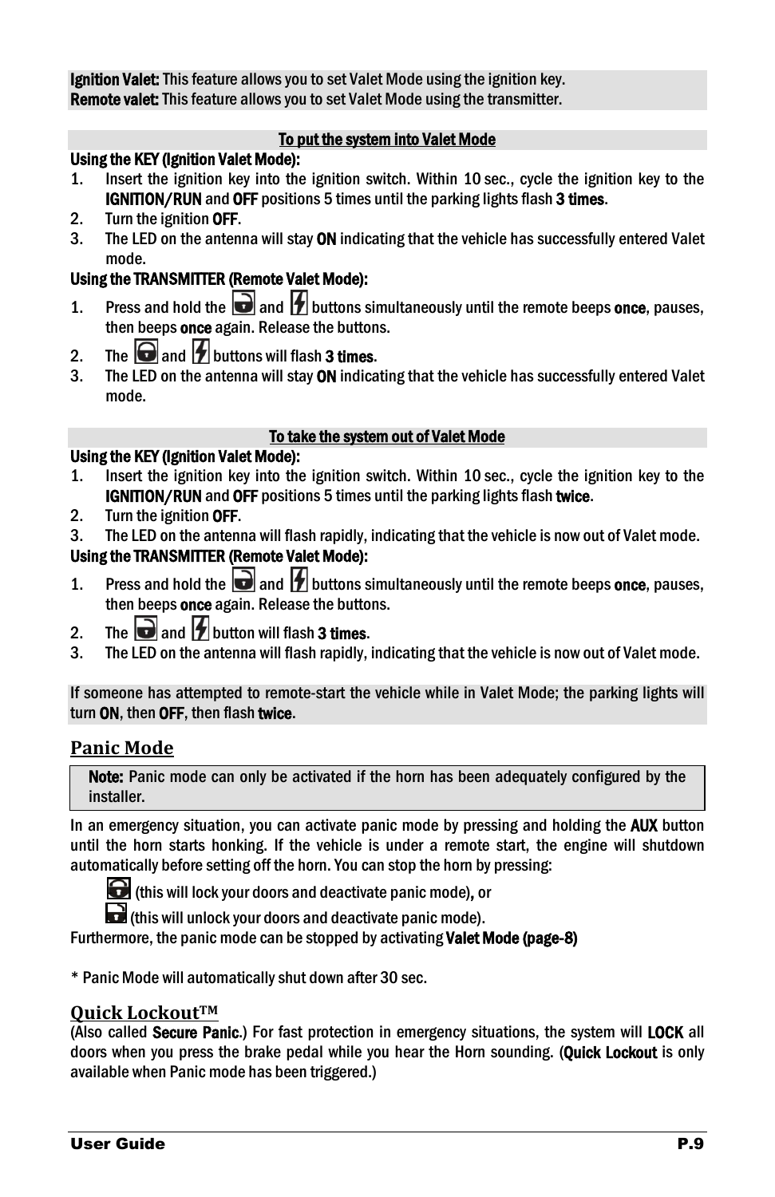**Ignition Valet:** This feature allows you to set Valet Mode using the ignition key.
**Remote valet:** This feature allows you to set Valet Mode using the transmitter.

**To put the system into Valet Mode**

**Using the KEY (Ignition Valet Mode):**

1. Insert the ignition key into the ignition switch. Within 10 sec., cycle the ignition key to the **IGNITION/RUN** and **OFF** positions 5 times until the parking lights flash **3 times**.
2. Turn the ignition **OFF**.
3. The LED on the antenna will stay **ON** indicating that the vehicle has successfully entered Valet mode.

**Using the TRANSMITTER (Remote Valet Mode):**

1. Press and hold the and buttons simultaneously until the remote beeps **once**, pauses, then beeps **once** again. Release the buttons.
2. The and buttons will flash **3 times**.
3. The LED on the antenna will stay **ON** indicating that the vehicle has successfully entered Valet mode.

**To take the system out of Valet Mode**

**Using the KEY (Ignition Valet Mode):**

1. Insert the ignition key into the ignition switch. Within 10 sec., cycle the ignition key to the **IGNITION/RUN** and **OFF** positions 5 times until the parking lights flash **twice**.
2. Turn the ignition **OFF**.
3. The LED on the antenna will flash rapidly, indicating that the vehicle is now out of Valet mode.

**Using the TRANSMITTER (Remote Valet Mode):**

1. Press and hold the and buttons simultaneously until the remote beeps **once**, pauses, then beeps **once** again. Release the buttons.
2. The and button will flash **3 times**.
3. The LED on the antenna will flash rapidly, indicating that the vehicle is now out of Valet mode.

If someone has attempted to remote-start the vehicle while in Valet Mode; the parking lights will turn **ON**, then **OFF**, then flash **twice**.

## Panic Mode

**Note:** Panic mode can only be activated if the horn has been adequately configured by the installer.

In an emergency situation, you can activate panic mode by pressing and holding the **AUX** button until the horn starts honking. If the vehicle is under a remote start, the engine will shutdown automatically before setting off the horn. You can stop the horn by pressing:

(this will lock your doors and deactivate panic mode), or

(this will unlock your doors and deactivate panic mode).

Furthermore, the panic mode can be stopped by activating **Valet Mode (page-8)**

* Panic Mode will automatically shut down after 30 sec.

## Quick Lockout™

(Also called **Secure Panic**.) For fast protection in emergency situations, the system will **LOCK** all doors when you press the brake pedal while you hear the Horn sounding. (**Quick Lockout** is only available when Panic mode has been triggered.)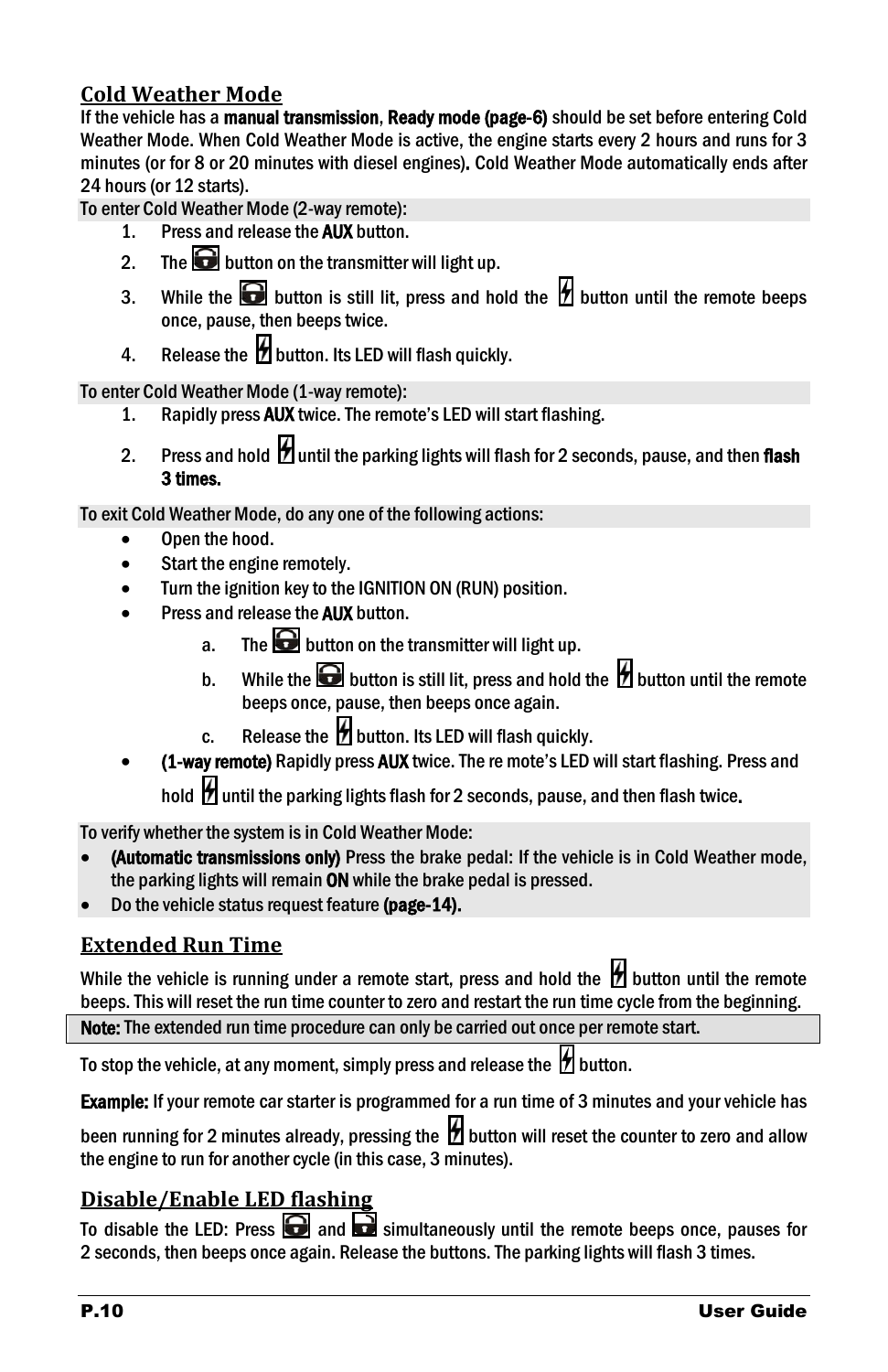## Cold Weather Mode

If the vehicle has a **manual transmission**, **Ready mode (page-6)** should be set before entering Cold Weather Mode. When Cold Weather Mode is active, the engine starts every 2 hours and runs for 3 minutes (or for 8 or 20 minutes with diesel engines). Cold Weather Mode automatically ends after 24 hours (or 12 starts).

To enter Cold Weather Mode (2-way remote):

1. Press and release the **AUX** button.
2. The button on the transmitter will light up.
3. While the button is still lit, press and hold the button until the remote beeps once, pause, then beeps twice.
4. Release the button. Its LED will flash quickly.

To enter Cold Weather Mode (1-way remote):

1. Rapidly press **AUX** twice. The remote's LED will start flashing.
2. Press and hold until the parking lights will flash for 2 seconds, pause, and then **flash 3 times.**

To exit Cold Weather Mode, do any one of the following actions:

- Open the hood.
- Start the engine remotely.
- Turn the ignition key to the IGNITION ON (RUN) position.
- Press and release the **AUX** button.
  a. The button on the transmitter will light up.
  b. While the button is still lit, press and hold the button until the remote beeps once, pause, then beeps once again.
  c. Release the button. Its LED will flash quickly.
- **(1-way remote)** Rapidly press **AUX** twice. The re mote's LED will start flashing. Press and hold until the parking lights flash for 2 seconds, pause, and then flash twice.

To verify whether the system is in Cold Weather Mode:

- **(Automatic transmissions only)** Press the brake pedal: If the vehicle is in Cold Weather mode, the parking lights will remain **ON** while the brake pedal is pressed.
- Do the vehicle status request feature **(page-14).**

## Extended Run Time

While the vehicle is running under a remote start, press and hold the button until the remote beeps. This will reset the run time counter to zero and restart the run time cycle from the beginning.

**Note:** The extended run time procedure can only be carried out once per remote start.

To stop the vehicle, at any moment, simply press and release the button.

**Example:** If your remote car starter is programmed for a run time of 3 minutes and your vehicle has been running for 2 minutes already, pressing the button will reset the counter to zero and allow the engine to run for another cycle (in this case, 3 minutes).

## Disable/Enable LED flashing

To disable the LED: Press and simultaneously until the remote beeps once, pauses for 2 seconds, then beeps once again. Release the buttons. The parking lights will flash 3 times.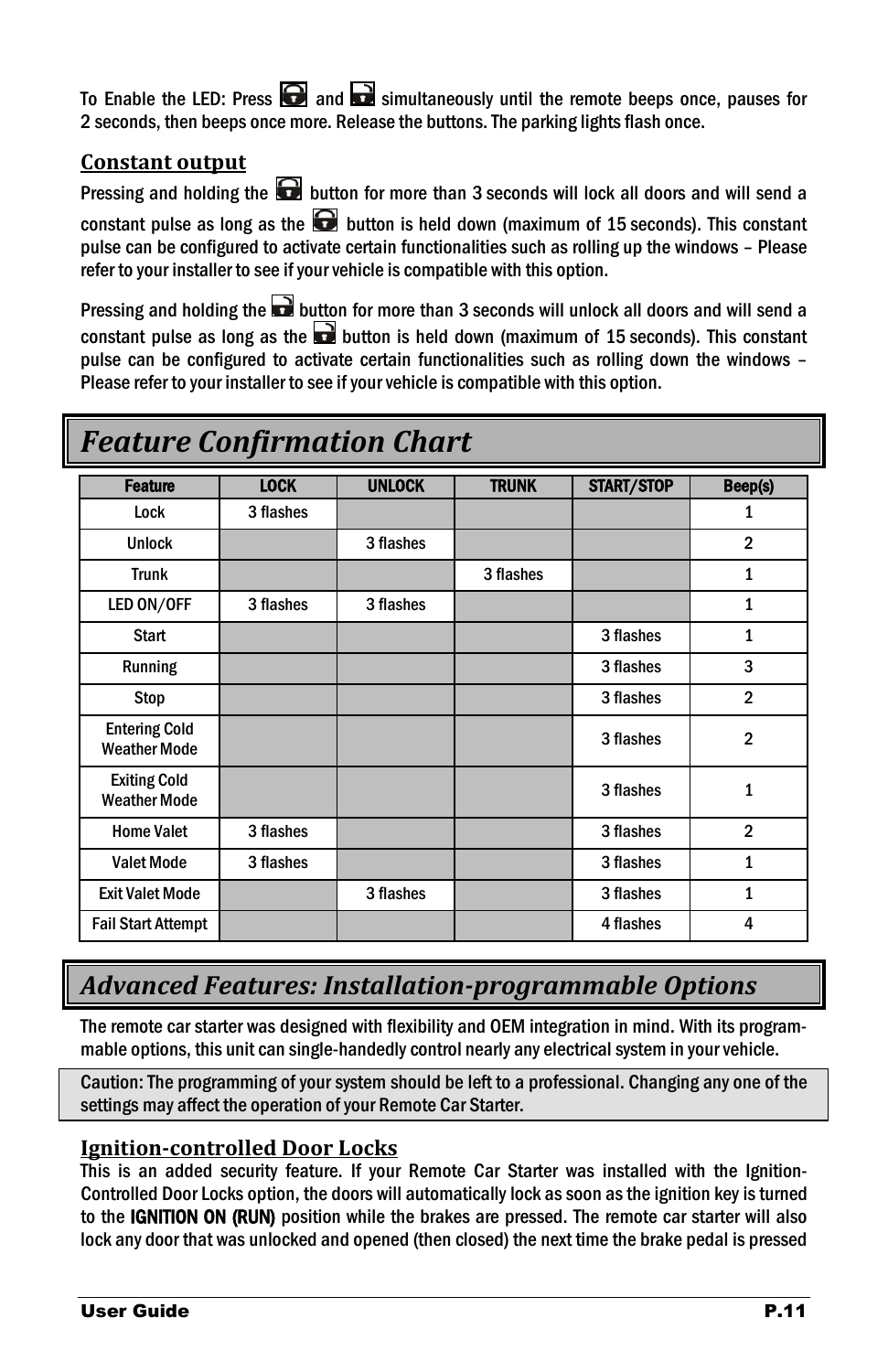To Enable the LED: Press 🔒 and 🔓 simultaneously until the remote beeps once, pauses for 2 seconds, then beeps once more. Release the buttons. The parking lights flash once.

### Constant output

Pressing and holding the 🔒 button for more than 3 seconds will lock all doors and will send a constant pulse as long as the 🔒 button is held down (maximum of 15 seconds). This constant pulse can be configured to activate certain functionalities such as rolling up the windows – Please refer to your installer to see if your vehicle is compatible with this option.

Pressing and holding the 🔓 button for more than 3 seconds will unlock all doors and will send a constant pulse as long as the 🔓 button is held down (maximum of 15 seconds). This constant pulse can be configured to activate certain functionalities such as rolling down the windows – Please refer to your installer to see if your vehicle is compatible with this option.

## *Feature Confirmation Chart*

| Feature | LOCK | UNLOCK | TRUNK | START/STOP | Beep(s) |
|---|---|---|---|---|---|
| Lock | 3 flashes | | | | 1 |
| Unlock | | 3 flashes | | | 2 |
| Trunk | | | 3 flashes | | 1 |
| LED ON/OFF | 3 flashes | 3 flashes | | | 1 |
| Start | | | | 3 flashes | 1 |
| Running | | | | 3 flashes | 3 |
| Stop | | | | 3 flashes | 2 |
| Entering Cold Weather Mode | | | | 3 flashes | 2 |
| Exiting Cold Weather Mode | | | | 3 flashes | 1 |
| Home Valet | 3 flashes | | | 3 flashes | 2 |
| Valet Mode | 3 flashes | | | 3 flashes | 1 |
| Exit Valet Mode | | 3 flashes | | 3 flashes | 1 |
| Fail Start Attempt | | | | 4 flashes | 4 |

## *Advanced Features: Installation-programmable Options*

The remote car starter was designed with flexibility and OEM integration in mind. With its programmable options, this unit can single-handedly control nearly any electrical system in your vehicle.

Caution: The programming of your system should be left to a professional. Changing any one of the settings may affect the operation of your Remote Car Starter.

### Ignition-controlled Door Locks

This is an added security feature. If your Remote Car Starter was installed with the Ignition-Controlled Door Locks option, the doors will automatically lock as soon as the ignition key is turned to the **IGNITION ON (RUN)** position while the brakes are pressed. The remote car starter will also lock any door that was unlocked and opened (then closed) the next time the brake pedal is pressed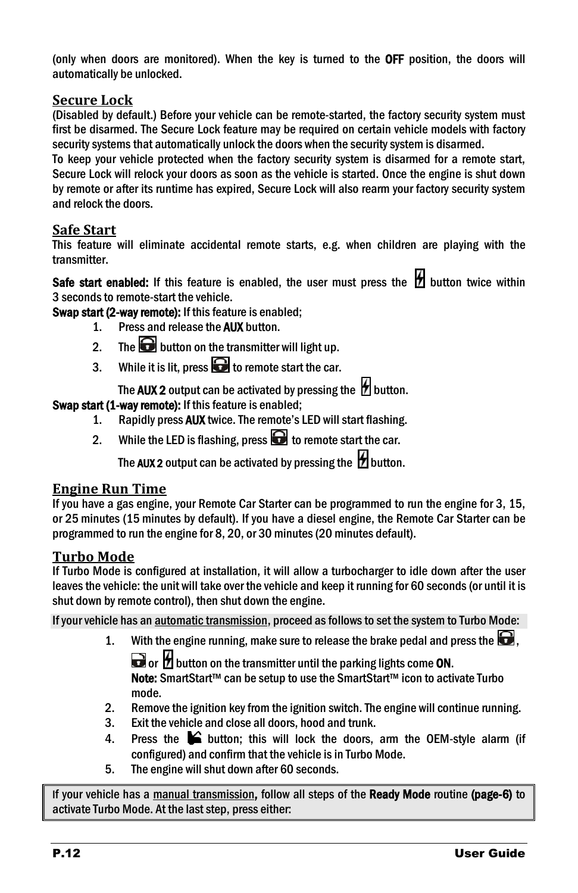(only when doors are monitored). When the key is turned to the **OFF** position, the doors will automatically be unlocked.

## Secure Lock

(Disabled by default.) Before your vehicle can be remote-started, the factory security system must first be disarmed. The Secure Lock feature may be required on certain vehicle models with factory security systems that automatically unlock the doors when the security system is disarmed.

To keep your vehicle protected when the factory security system is disarmed for a remote start, Secure Lock will relock your doors as soon as the vehicle is started. Once the engine is shut down by remote or after its runtime has expired, Secure Lock will also rearm your factory security system and relock the doors.

## Safe Start

This feature will eliminate accidental remote starts, e.g. when children are playing with the transmitter.

**Safe start enabled:** If this feature is enabled, the user must press the button twice within 3 seconds to remote-start the vehicle.

**Swap start (2-way remote):** If this feature is enabled;

1. Press and release the **AUX** button.
2. The button on the transmitter will light up.
3. While it is lit, press to remote start the car.

   The **AUX 2** output can be activated by pressing the button.

**Swap start (1-way remote):** If this feature is enabled;

1. Rapidly press **AUX** twice. The remote's LED will start flashing.
2. While the LED is flashing, press to remote start the car.

   The **AUX 2** output can be activated by pressing the button.

## Engine Run Time

If you have a gas engine, your Remote Car Starter can be programmed to run the engine for 3, 15, or 25 minutes (15 minutes by default). If you have a diesel engine, the Remote Car Starter can be programmed to run the engine for 8, 20, or 30 minutes (20 minutes default).

## Turbo Mode

If Turbo Mode is configured at installation, it will allow a turbocharger to idle down after the user leaves the vehicle: the unit will take over the vehicle and keep it running for 60 seconds (or until it is shut down by remote control), then shut down the engine.

If your vehicle has an automatic transmission, proceed as follows to set the system to Turbo Mode:

1. With the engine running, make sure to release the brake pedal and press the , or button on the transmitter until the parking lights come **ON**.
   **Note:** SmartStart™ can be setup to use the SmartStart™ icon to activate Turbo mode.
2. Remove the ignition key from the ignition switch. The engine will continue running.
3. Exit the vehicle and close all doors, hood and trunk.
4. Press the button; this will lock the doors, arm the OEM-style alarm (if configured) and confirm that the vehicle is in Turbo Mode.
5. The engine will shut down after 60 seconds.

If your vehicle has a manual transmission, follow all steps of the **Ready Mode** routine **(page-6)** to activate Turbo Mode. At the last step, press either: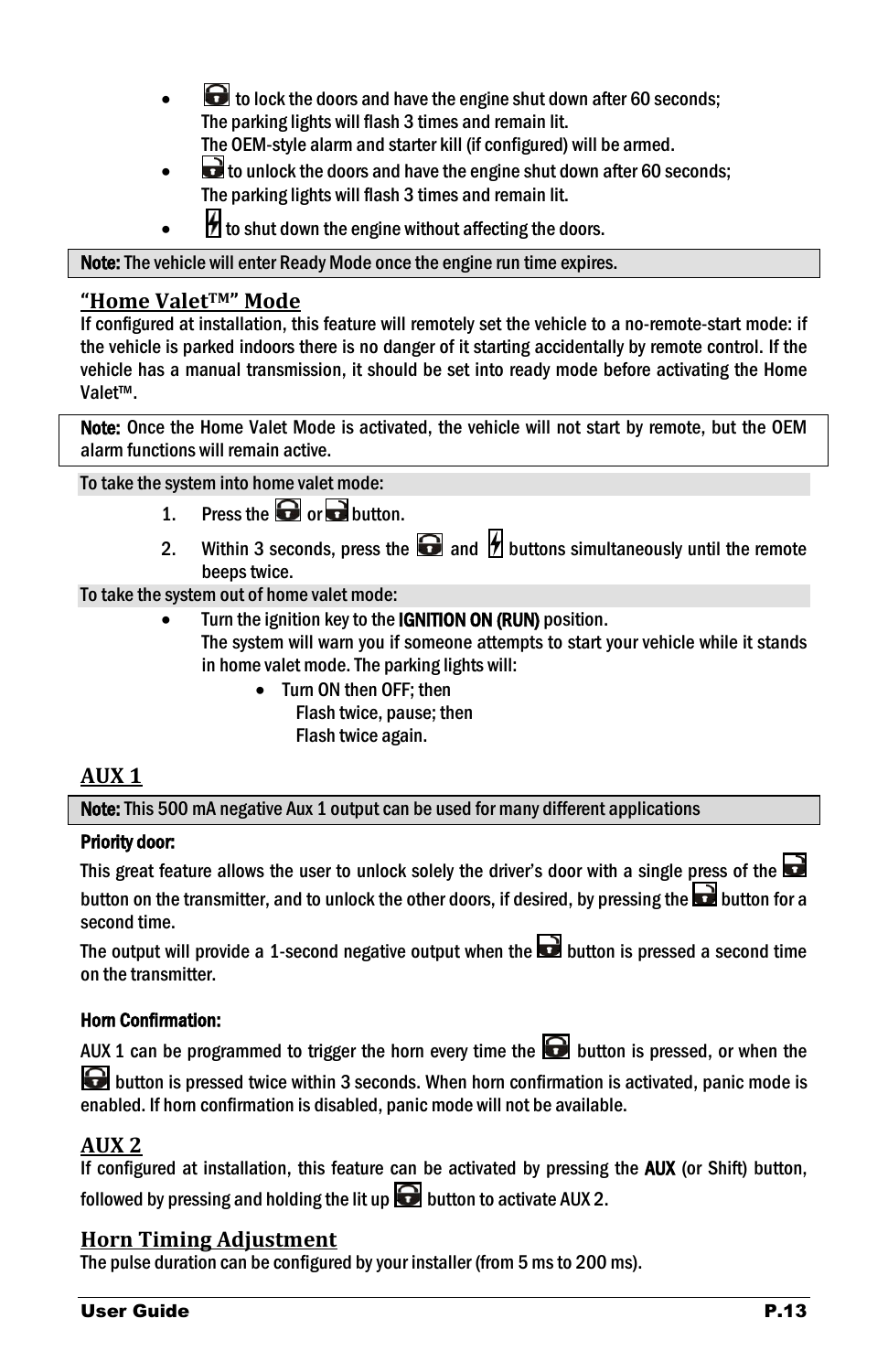- to lock the doors and have the engine shut down after 60 seconds;
  The parking lights will flash 3 times and remain lit.
  The OEM-style alarm and starter kill (if configured) will be armed.
- to unlock the doors and have the engine shut down after 60 seconds;
  The parking lights will flash 3 times and remain lit.
- to shut down the engine without affecting the doors.

**Note:** The vehicle will enter Ready Mode once the engine run time expires.

## "Home Valet™" Mode

If configured at installation, this feature will remotely set the vehicle to a no-remote-start mode: if the vehicle is parked indoors there is no danger of it starting accidentally by remote control. If the vehicle has a manual transmission, it should be set into ready mode before activating the Home Valet™.

**Note:** Once the Home Valet Mode is activated, the vehicle will not start by remote, but the OEM alarm functions will remain active.

To take the system into home valet mode:

1. Press the or button.
2. Within 3 seconds, press the and buttons simultaneously until the remote beeps twice.

To take the system out of home valet mode:

- Turn the ignition key to the **IGNITION ON (RUN)** position.
  The system will warn you if someone attempts to start your vehicle while it stands in home valet mode. The parking lights will:
  - Turn ON then OFF; then
    Flash twice, pause; then
    Flash twice again.

## AUX 1

**Note:** This 500 mA negative Aux 1 output can be used for many different applications

**Priority door:**

This great feature allows the user to unlock solely the driver's door with a single press of the button on the transmitter, and to unlock the other doors, if desired, by pressing the button for a second time.

The output will provide a 1-second negative output when the button is pressed a second time on the transmitter.

**Horn Confirmation:**

AUX 1 can be programmed to trigger the horn every time the button is pressed, or when the button is pressed twice within 3 seconds. When horn confirmation is activated, panic mode is enabled. If horn confirmation is disabled, panic mode will not be available.

## AUX 2

If configured at installation, this feature can be activated by pressing the **AUX** (or Shift) button, followed by pressing and holding the lit up button to activate AUX 2.

## Horn Timing Adjustment

The pulse duration can be configured by your installer (from 5 ms to 200 ms).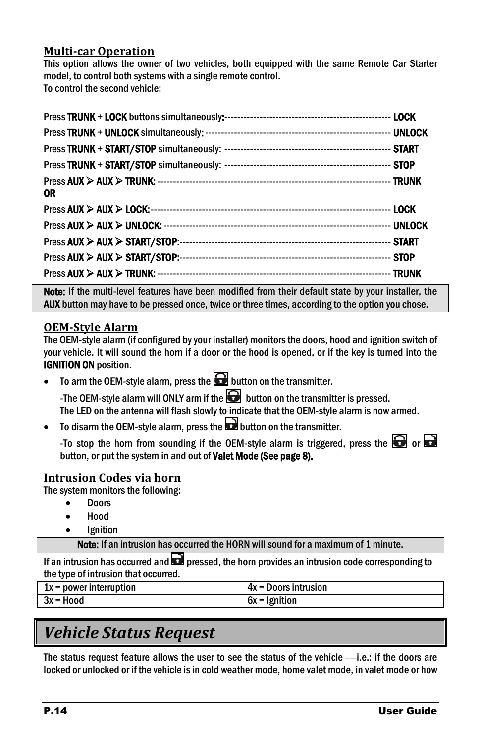## Multi-car Operation

This option allows the owner of two vehicles, both equipped with the same Remote Car Starter model, to control both systems with a single remote control.
To control the second vehicle:

Press **TRUNK** + **LOCK** buttons simultaneously:---------------------------------------------------- **LOCK**

Press **TRUNK** + **UNLOCK** simultaneously: -------------------------------------------------------- **UNLOCK**

Press **TRUNK** + **START/STOP** simultaneously: ---------------------------------------------------- **START**

Press **TRUNK** + **START/STOP** simultaneously: ---------------------------------------------------- **STOP**

Press **AUX** ➤ **AUX** ➤ **TRUNK**: ---------------------------------------------------------------------- **TRUNK**

**OR**

Press **AUX** ➤ **AUX** ➤ **LOCK**:------------------------------------------------------------------------ **LOCK**

Press **AUX** ➤ **AUX** ➤ **UNLOCK**: ------------------------------------------------------------------- **UNLOCK**

Press **AUX** ➤ **AUX** ➤ **START/STOP**:-------------------------------------------------------------- **START**

Press **AUX** ➤ **AUX** ➤ **START/STOP**:-------------------------------------------------------------- **STOP**

Press **AUX** ➤ **AUX** ➤ **TRUNK**: ---------------------------------------------------------------------- **TRUNK**

> **Note:** If the multi-level features have been modified from their default state by your installer, the **AUX** button may have to be pressed once, twice or three times, according to the option you chose.

## OEM-Style Alarm

The OEM-style alarm (if configured by your installer) monitors the doors, hood and ignition switch of your vehicle. It will sound the horn if a door or the hood is opened, or if the key is turned into the **IGNITION ON** position.

- To arm the OEM-style alarm, press the button on the transmitter.
  -The OEM-style alarm will ONLY arm if the button on the transmitter is pressed.
  The LED on the antenna will flash slowly to indicate that the OEM-style alarm is now armed.
- To disarm the OEM-style alarm, press the button on the transmitter.
  -To stop the horn from sounding if the OEM-style alarm is triggered, press the or button, or put the system in and out of **Valet Mode (See page 8).**

## Intrusion Codes via horn

The system monitors the following:

- Doors
- Hood
- Ignition

> **Note:** If an intrusion has occurred the HORN will sound for a maximum of 1 minute.

If an intrusion has occurred and pressed, the horn provides an intrusion code corresponding to the type of intrusion that occurred.

| | |
|---|---|
| 1x = power interruption | 4x = Doors intrusion |
| 3x = Hood | 6x = Ignition |

# *Vehicle Status Request*

The status request feature allows the user to see the status of the vehicle —i.e.: if the doors are locked or unlocked or if the vehicle is in cold weather mode, home valet mode, in valet mode or how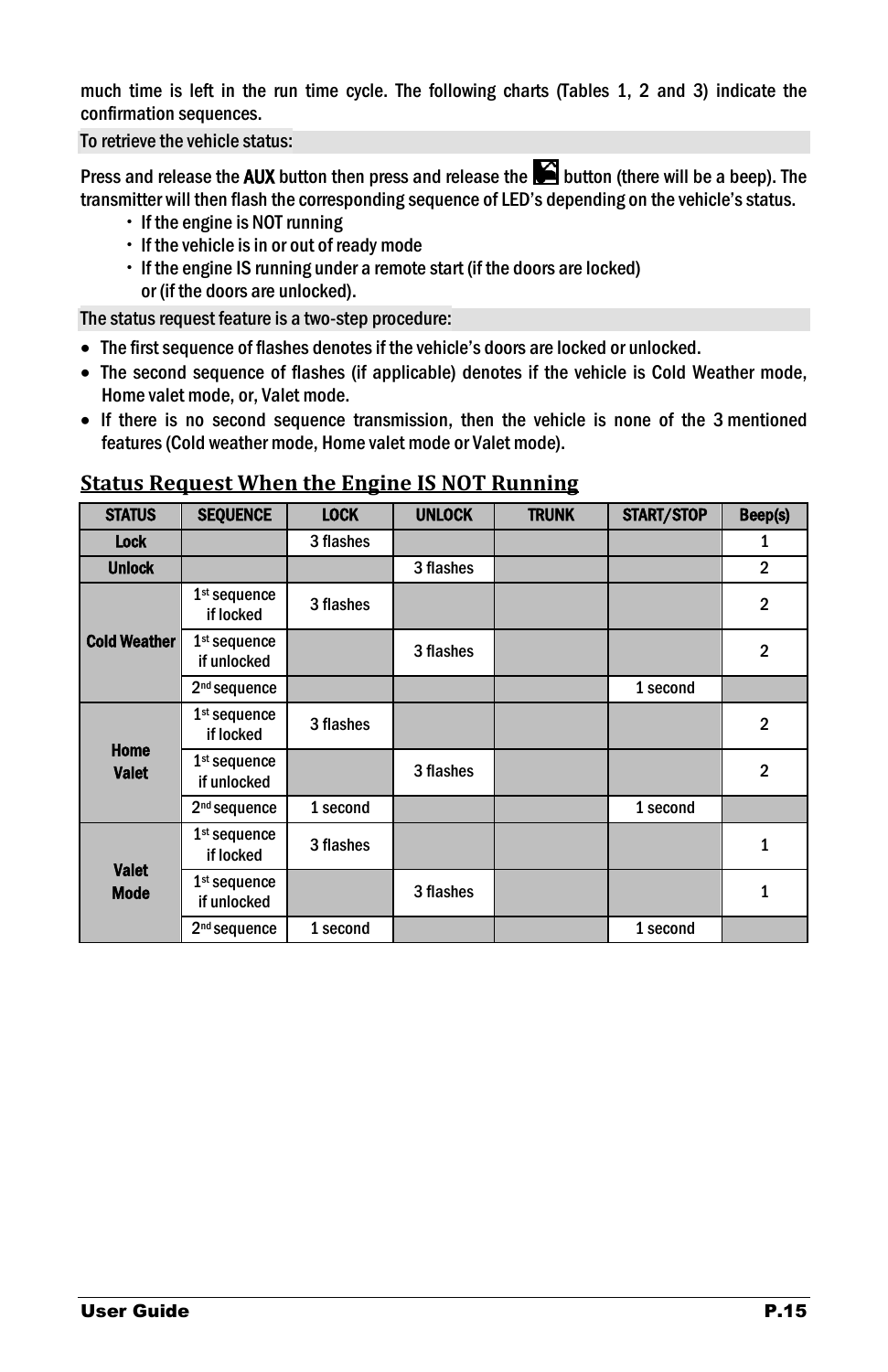much time is left in the run time cycle. The following charts (Tables 1, 2 and 3) indicate the confirmation sequences.

To retrieve the vehicle status:

Press and release the **AUX** button then press and release the button (there will be a beep). The transmitter will then flash the corresponding sequence of LED's depending on the vehicle's status.

- If the engine is NOT running
- If the vehicle is in or out of ready mode
- If the engine IS running under a remote start (if the doors are locked) or (if the doors are unlocked).

The status request feature is a two-step procedure:

- The first sequence of flashes denotes if the vehicle's doors are locked or unlocked.
- The second sequence of flashes (if applicable) denotes if the vehicle is Cold Weather mode, Home valet mode, or, Valet mode.
- If there is no second sequence transmission, then the vehicle is none of the 3 mentioned features (Cold weather mode, Home valet mode or Valet mode).

## Status Request When the Engine IS NOT Running

| STATUS | SEQUENCE | LOCK | UNLOCK | TRUNK | START/STOP | Beep(s) |
|---|---|---|---|---|---|---|
| Lock | | 3 flashes | | | | 1 |
| Unlock | | | 3 flashes | | | 2 |
| Cold Weather | 1st sequence if locked | 3 flashes | | | | 2 |
| | 1st sequence if unlocked | | 3 flashes | | | 2 |
| | 2nd sequence | | | | 1 second | |
| Home Valet | 1st sequence if locked | 3 flashes | | | | 2 |
| | 1st sequence if unlocked | | 3 flashes | | | 2 |
| | 2nd sequence | 1 second | | | 1 second | |
| Valet Mode | 1st sequence if locked | 3 flashes | | | | 1 |
| | 1st sequence if unlocked | | 3 flashes | | | 1 |
| | 2nd sequence | 1 second | | | 1 second | |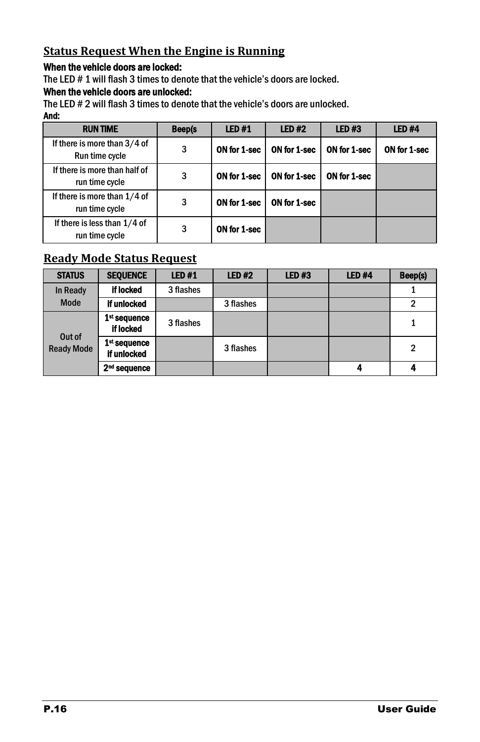## Status Request When the Engine is Running

**When the vehicle doors are locked:**

The LED # 1 will flash 3 times to denote that the vehicle's doors are locked.

**When the vehicle doors are unlocked:**

The LED # 2 will flash 3 times to denote that the vehicle's doors are unlocked.

**And:**

| RUN TIME | Beep(s | LED #1 | LED #2 | LED #3 | LED #4 |
|---|---|---|---|---|---|
| If there is more than 3/4 of Run time cycle | 3 | ON for 1-sec | ON for 1-sec | ON for 1-sec | ON for 1-sec |
| If there is more than half of run time cycle | 3 | ON for 1-sec | ON for 1-sec | ON for 1-sec | |
| If there is more than 1/4 of run time cycle | 3 | ON for 1-sec | ON for 1-sec | | |
| If there is less than 1/4 of run time cycle | 3 | ON for 1-sec | | | |

## Ready Mode Status Request

| STATUS | SEQUENCE | LED #1 | LED #2 | LED #3 | LED #4 | Beep(s) |
|---|---|---|---|---|---|---|
| In Ready Mode | if locked | 3 flashes | | | | 1 |
| | if unlocked | | 3 flashes | | | 2 |
| Out of Ready Mode | 1st sequence if locked | 3 flashes | | | | 1 |
| | 1st sequence if unlocked | | 3 flashes | | | 2 |
| | 2nd sequence | | | | 4 | 4 |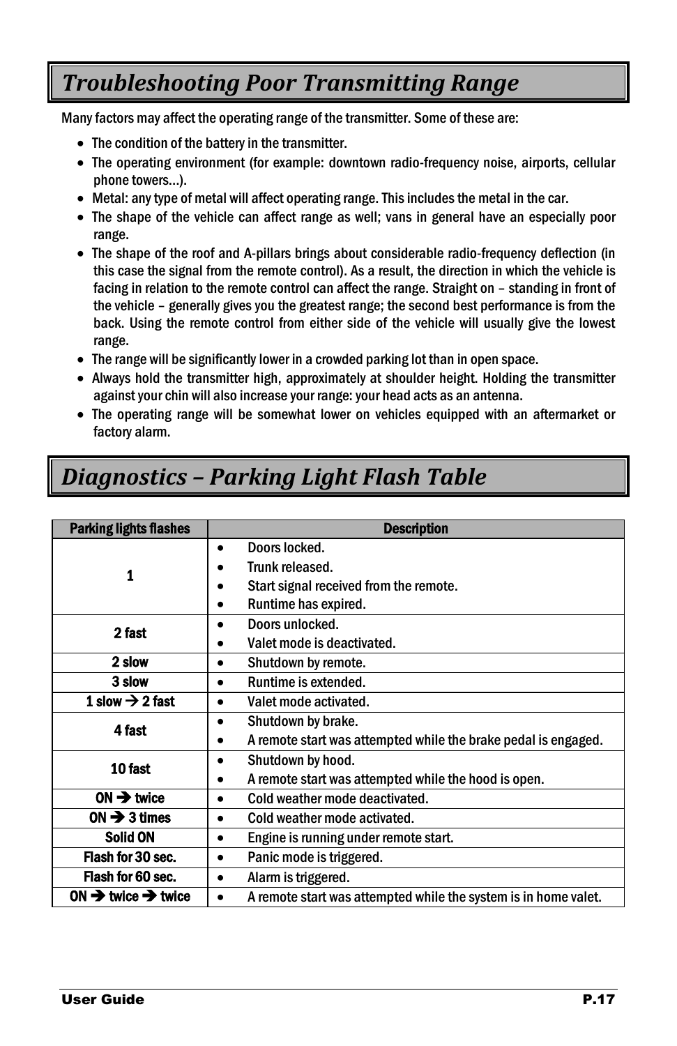## *Troubleshooting Poor Transmitting Range*

Many factors may affect the operating range of the transmitter. Some of these are:

- The condition of the battery in the transmitter.
- The operating environment (for example: downtown radio-frequency noise, airports, cellular phone towers…).
- Metal: any type of metal will affect operating range. This includes the metal in the car.
- The shape of the vehicle can affect range as well; vans in general have an especially poor range.
- The shape of the roof and A-pillars brings about considerable radio-frequency deflection (in this case the signal from the remote control). As a result, the direction in which the vehicle is facing in relation to the remote control can affect the range. Straight on – standing in front of the vehicle – generally gives you the greatest range; the second best performance is from the back. Using the remote control from either side of the vehicle will usually give the lowest range.
- The range will be significantly lower in a crowded parking lot than in open space.
- Always hold the transmitter high, approximately at shoulder height. Holding the transmitter against your chin will also increase your range: your head acts as an antenna.
- The operating range will be somewhat lower on vehicles equipped with an aftermarket or factory alarm.

## *Diagnostics – Parking Light Flash Table*

| Parking lights flashes | Description |
|---|---|
| **1** | • Doors locked.<br>• Trunk released.<br>• Start signal received from the remote.<br>• Runtime has expired. |
| **2 fast** | • Doors unlocked.<br>• Valet mode is deactivated. |
| **2 slow** | • Shutdown by remote. |
| **3 slow** | • Runtime is extended. |
| **1 slow → 2 fast** | • Valet mode activated. |
| **4 fast** | • Shutdown by brake.<br>• A remote start was attempted while the brake pedal is engaged. |
| **10 fast** | • Shutdown by hood.<br>• A remote start was attempted while the hood is open. |
| **ON → twice** | • Cold weather mode deactivated. |
| **ON → 3 times** | • Cold weather mode activated. |
| **Solid ON** | • Engine is running under remote start. |
| **Flash for 30 sec.** | • Panic mode is triggered. |
| **Flash for 60 sec.** | • Alarm is triggered. |
| **ON → twice → twice** | • A remote start was attempted while the system is in home valet. |